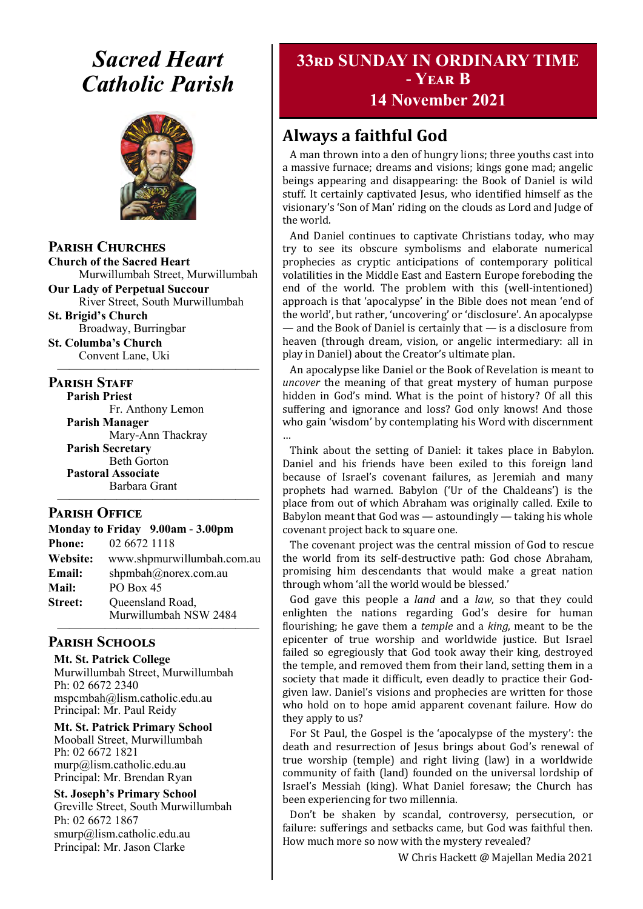# *Sacred Heart Catholic Parish*

## Parish Churches

**Church of the Sacred Heart**
Murwillumbah Street, Murwillumbah

**Our Lady of Perpetual Succour**
River Street, South Murwillumbah

**St. Brigid's Church**
Broadway, Burringbar

**St. Columba's Church**
Convent Lane, Uki

## Parish Staff

**Parish Priest**
Fr. Anthony Lemon

**Parish Manager**
Mary-Ann Thackray

**Parish Secretary**
Beth Gorton

**Pastoral Associate**
Barbara Grant

## Parish Office

**Monday to Friday 9.00am - 3.00pm**

**Phone:** 02 6672 1118
**Website:** www.shpmurwillumbah.com.au
**Email:** shpmbah@norex.com.au
**Mail:** PO Box 45
**Street:** Queensland Road, Murwillumbah NSW 2484

## Parish Schools

**Mt. St. Patrick College**
Murwillumbah Street, Murwillumbah
Ph: 02 6672 2340
mspcmbah@lism.catholic.edu.au
Principal: Mr. Paul Reidy

**Mt. St. Patrick Primary School**
Mooball Street, Murwillumbah
Ph: 02 6672 1821
murp@lism.catholic.edu.au
Principal: Mr. Brendan Ryan

**St. Joseph's Primary School**
Greville Street, South Murwillumbah
Ph: 02 6672 1867
smurp@lism.catholic.edu.au
Principal: Mr. Jason Clarke

# 33rd Sunday in Ordinary Time - Year B
## 14 November 2021

## Always a faithful God

A man thrown into a den of hungry lions; three youths cast into a massive furnace; dreams and visions; kings gone mad; angelic beings appearing and disappearing: the Book of Daniel is wild stuff. It certainly captivated Jesus, who identified himself as the visionary's 'Son of Man' riding on the clouds as Lord and Judge of the world.

And Daniel continues to captivate Christians today, who may try to see its obscure symbolisms and elaborate numerical prophecies as cryptic anticipations of contemporary political volatilities in the Middle East and Eastern Europe foreboding the end of the world. The problem with this (well-intentioned) approach is that 'apocalypse' in the Bible does not mean 'end of the world', but rather, 'uncovering' or 'disclosure'. An apocalypse — and the Book of Daniel is certainly that — is a disclosure from heaven (through dream, vision, or angelic intermediary: all in play in Daniel) about the Creator's ultimate plan.

An apocalypse like Daniel or the Book of Revelation is meant to *uncover* the meaning of that great mystery of human purpose hidden in God's mind. What is the point of history? Of all this suffering and ignorance and loss? God only knows! And those who gain 'wisdom' by contemplating his Word with discernment …

Think about the setting of Daniel: it takes place in Babylon. Daniel and his friends have been exiled to this foreign land because of Israel's covenant failures, as Jeremiah and many prophets had warned. Babylon ('Ur of the Chaldeans') is the place from out of which Abraham was originally called. Exile to Babylon meant that God was — astoundingly — taking his whole covenant project back to square one.

The covenant project was the central mission of God to rescue the world from its self-destructive path: God chose Abraham, promising him descendants that would make a great nation through whom 'all the world would be blessed.'

God gave this people a *land* and a *law*, so that they could enlighten the nations regarding God's desire for human flourishing; he gave them a *temple* and a *king*, meant to be the epicenter of true worship and worldwide justice. But Israel failed so egregiously that God took away their king, destroyed the temple, and removed them from their land, setting them in a society that made it difficult, even deadly to practice their God-given law. Daniel's visions and prophecies are written for those who hold on to hope amid apparent covenant failure. How do they apply to us?

For St Paul, the Gospel is the 'apocalypse of the mystery': the death and resurrection of Jesus brings about God's renewal of true worship (temple) and right living (law) in a worldwide community of faith (land) founded on the universal lordship of Israel's Messiah (king). What Daniel foresaw; the Church has been experiencing for two millennia.

Don't be shaken by scandal, controversy, persecution, or failure: sufferings and setbacks came, but God was faithful then. How much more so now with the mystery revealed?

W Chris Hackett @ Majellan Media 2021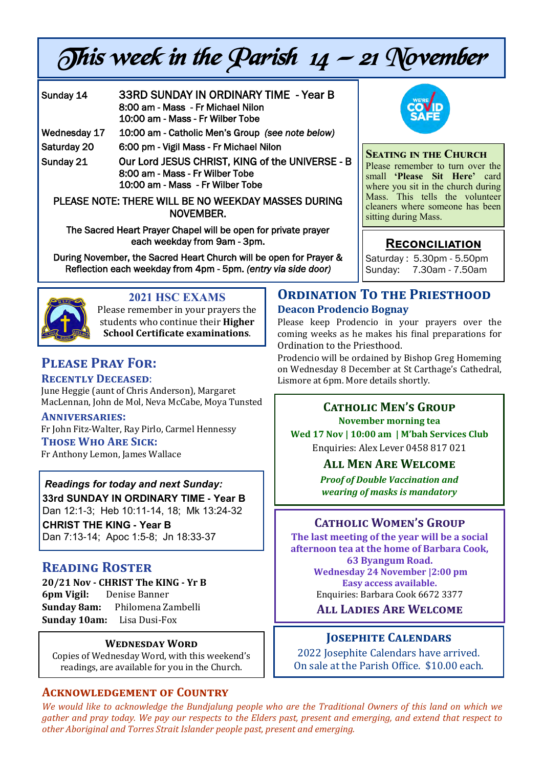# This week in the Parish 14 – 21 November

| | |
|---|---|
| Sunday 14 | 33RD SUNDAY IN ORDINARY TIME - Year B<br>8:00 am - Mass - Fr Michael Nilon<br>10:00 am - Mass - Fr Wilber Tobe |
| Wednesday 17 | 10:00 am - Catholic Men's Group *(see note below)* |
| Saturday 20 | 6:00 pm - Vigil Mass - Fr Michael Nilon |
| Sunday 21 | Our Lord JESUS CHRIST, KING of the UNIVERSE - B<br>8:00 am - Mass - Fr Wilber Tobe<br>10:00 am - Mass - Fr Wilber Tobe |

PLEASE NOTE: THERE WILL BE NO WEEKDAY MASSES DURING NOVEMBER.

The Sacred Heart Prayer Chapel will be open for private prayer each weekday from 9am - 3pm.

During November, the Sacred Heart Church will be open for Prayer & Reflection each weekday from 4pm - 5pm. *(entry via side door)*

WE'RE COVID SAFE

### Seating in the Church

Please remember to turn over the small **'Please Sit Here'** card where you sit in the church during Mass. This tells the volunteer cleaners where someone has been sitting during Mass.

### Reconciliation

Saturday : 5.30pm - 5.50pm
Sunday: 7.30am - 7.50am

### 2021 HSC Exams

Please remember in your prayers the students who continue their **Higher School Certificate examinations**.

## Please Pray For:

### Recently Deceased:

June Heggie (aunt of Chris Anderson), Margaret MacLennan, John de Mol, Neva McCabe, Moya Tunsted

### Anniversaries:

Fr John Fitz-Walter, Ray Pirlo, Carmel Hennessy

### Those Who Are Sick:

Fr Anthony Lemon, James Wallace

***Readings for today and next Sunday:***

**33rd SUNDAY IN ORDINARY TIME - Year B**
Dan 12:1-3; Heb 10:11-14, 18; Mk 13:24-32

**CHRIST THE KING - Year B**
Dan 7:13-14; Apoc 1:5-8; Jn 18:33-37

## Reading Roster

**20/21 Nov - CHRIST The KING - Yr B**
**6pm Vigil:** Denise Banner
**Sunday 8am:** Philomena Zambelli
**Sunday 10am:** Lisa Dusi-Fox

### Wednesday Word

Copies of Wednesday Word, with this weekend's readings, are available for you in the Church.

## Ordination To the Priesthood

### Deacon Prodencio Bognay

Please keep Prodencio in your prayers over the coming weeks as he makes his final preparations for Ordination to the Priesthood.

Prodencio will be ordained by Bishop Greg Homeming on Wednesday 8 December at St Carthage's Cathedral, Lismore at 6pm. More details shortly.

### Catholic Men's Group

**November morning tea**
**Wed 17 Nov | 10:00 am | M'bah Services Club**
Enquiries: Alex Lever 0458 817 021

**All Men Are Welcome**

***Proof of Double Vaccination and wearing of masks is mandatory***

### Catholic Women's Group

**The last meeting of the year will be a social afternoon tea at the home of Barbara Cook, 63 Byangum Road.**
**Wednesday 24 November |2:00 pm**
**Easy access available.**
Enquiries: Barbara Cook 6672 3377

**All Ladies Are Welcome**

### Josephite Calendars

2022 Josephite Calendars have arrived.
On sale at the Parish Office. $10.00 each.

## Acknowledgement of Country

*We would like to acknowledge the Bundjalung people who are the Traditional Owners of this land on which we gather and pray today. We pay our respects to the Elders past, present and emerging, and extend that respect to other Aboriginal and Torres Strait Islander people past, present and emerging.*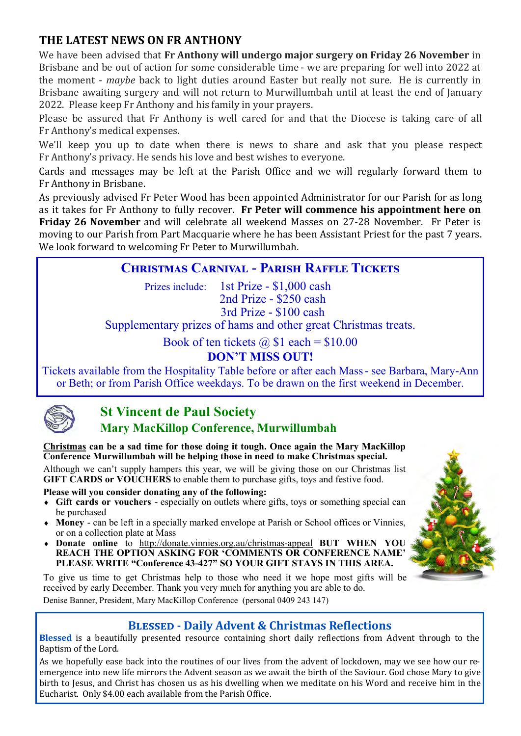## THE LATEST NEWS ON FR ANTHONY

We have been advised that **Fr Anthony will undergo major surgery on Friday 26 November** in Brisbane and be out of action for some considerable time - we are preparing for well into 2022 at the moment - *maybe* back to light duties around Easter but really not sure. He is currently in Brisbane awaiting surgery and will not return to Murwillumbah until at least the end of January 2022. Please keep Fr Anthony and his family in your prayers.

Please be assured that Fr Anthony is well cared for and that the Diocese is taking care of all Fr Anthony's medical expenses.

We'll keep you up to date when there is news to share and ask that you please respect Fr Anthony's privacy. He sends his love and best wishes to everyone.

Cards and messages may be left at the Parish Office and we will regularly forward them to Fr Anthony in Brisbane.

As previously advised Fr Peter Wood has been appointed Administrator for our Parish for as long as it takes for Fr Anthony to fully recover. **Fr Peter will commence his appointment here on Friday 26 November** and will celebrate all weekend Masses on 27-28 November. Fr Peter is moving to our Parish from Part Macquarie where he has been Assistant Priest for the past 7 years. We look forward to welcoming Fr Peter to Murwillumbah.

## Christmas Carnival - Parish Raffle Tickets

Prizes include: 1st Prize - $1,000 cash
2nd Prize - $250 cash
3rd Prize - $100 cash

Supplementary prizes of hams and other great Christmas treats.

Book of ten tickets @ $1 each = $10.00

**DON'T MISS OUT!**

Tickets available from the Hospitality Table before or after each Mass - see Barbara, Mary-Ann or Beth; or from Parish Office weekdays. To be drawn on the first weekend in December.

## St Vincent de Paul Society
### Mary MacKillop Conference, Murwillumbah

**Christmas can be a sad time for those doing it tough. Once again the Mary MacKillop Conference Murwillumbah will be helping those in need to make Christmas special.**

Although we can't supply hampers this year, we will be giving those on our Christmas list **GIFT CARDS or VOUCHERS** to enable them to purchase gifts, toys and festive food.

**Please will you consider donating any of the following:**

- **Gift cards or vouchers** - especially on outlets where gifts, toys or something special can be purchased
- **Money** - can be left in a specially marked envelope at Parish or School offices or Vinnies, or on a collection plate at Mass
- **Donate online** to http://donate.vinnies.org.au/christmas-appeal **BUT WHEN YOU REACH THE OPTION ASKING FOR 'COMMENTS OR CONFERENCE NAME' PLEASE WRITE "Conference 43-427" SO YOUR GIFT STAYS IN THIS AREA.**

To give us time to get Christmas help to those who need it we hope most gifts will be received by early December. Thank you very much for anything you are able to do.

Denise Banner, President, Mary MacKillop Conference (personal 0409 243 147)

## Blessed - Daily Advent & Christmas Reflections

**Blessed** is a beautifully presented resource containing short daily reflections from Advent through to the Baptism of the Lord.

As we hopefully ease back into the routines of our lives from the advent of lockdown, may we see how our re-emergence into new life mirrors the Advent season as we await the birth of the Saviour. God chose Mary to give birth to Jesus, and Christ has chosen us as his dwelling when we meditate on his Word and receive him in the Eucharist. Only $4.00 each available from the Parish Office.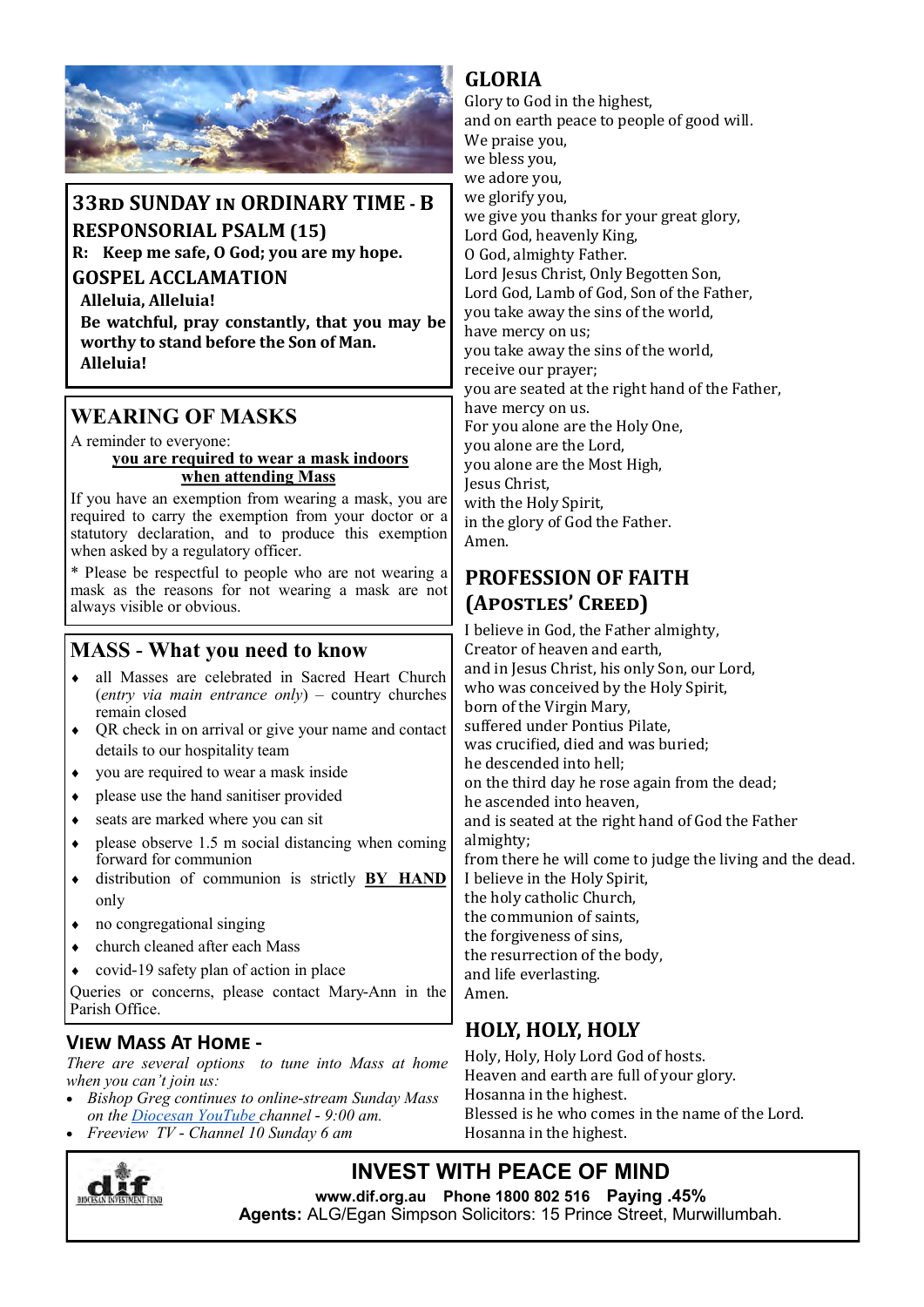## 33RD SUNDAY IN ORDINARY TIME - B

### RESPONSORIAL PSALM (15)

**R: Keep me safe, O God; you are my hope.**

### GOSPEL ACCLAMATION

**Alleluia, Alleluia!**
**Be watchful, pray constantly, that you may be worthy to stand before the Son of Man.**
**Alleluia!**

## WEARING OF MASKS

A reminder to everyone:

**you are required to wear a mask indoors when attending Mass**

If you have an exemption from wearing a mask, you are required to carry the exemption from your doctor or a statutory declaration, and to produce this exemption when asked by a regulatory officer.

* Please be respectful to people who are not wearing a mask as the reasons for not wearing a mask are not always visible or obvious.

## MASS - What you need to know

- all Masses are celebrated in Sacred Heart Church (*entry via main entrance only*) – country churches remain closed
- QR check in on arrival or give your name and contact details to our hospitality team
- you are required to wear a mask inside
- please use the hand sanitiser provided
- seats are marked where you can sit
- please observe 1.5 m social distancing when coming forward for communion
- distribution of communion is strictly **BY HAND** only
- no congregational singing
- church cleaned after each Mass
- covid-19 safety plan of action in place

Queries or concerns, please contact Mary-Ann in the Parish Office.

### VIEW MASS AT HOME -

*There are several options to tune into Mass at home when you can't join us:*

- *Bishop Greg continues to online-stream Sunday Mass on the Diocesan YouTube channel - 9:00 am.*
- *Freeview TV - Channel 10 Sunday 6 am*

## GLORIA

Glory to God in the highest,
and on earth peace to people of good will.
We praise you,
we bless you,
we adore you,
we glorify you,
we give you thanks for your great glory,
Lord God, heavenly King,
O God, almighty Father.
Lord Jesus Christ, Only Begotten Son,
Lord God, Lamb of God, Son of the Father,
you take away the sins of the world,
have mercy on us;
you take away the sins of the world,
receive our prayer;
you are seated at the right hand of the Father,
have mercy on us.
For you alone are the Holy One,
you alone are the Lord,
you alone are the Most High,
Jesus Christ,
with the Holy Spirit,
in the glory of God the Father.
Amen.

## PROFESSION OF FAITH (APOSTLES' CREED)

I believe in God, the Father almighty,
Creator of heaven and earth,
and in Jesus Christ, his only Son, our Lord,
who was conceived by the Holy Spirit,
born of the Virgin Mary,
suffered under Pontius Pilate,
was crucified, died and was buried;
he descended into hell;
on the third day he rose again from the dead;
he ascended into heaven,
and is seated at the right hand of God the Father almighty;
from there he will come to judge the living and the dead.
I believe in the Holy Spirit,
the holy catholic Church,
the communion of saints,
the forgiveness of sins,
the resurrection of the body,
and life everlasting.
Amen.

## HOLY, HOLY, HOLY

Holy, Holy, Holy Lord God of hosts.
Heaven and earth are full of your glory.
Hosanna in the highest.
Blessed is he who comes in the name of the Lord.
Hosanna in the highest.

## INVEST WITH PEACE OF MIND

**www.dif.org.au Phone 1800 802 516 Paying .45%**

**Agents:** ALG/Egan Simpson Solicitors: 15 Prince Street, Murwillumbah.